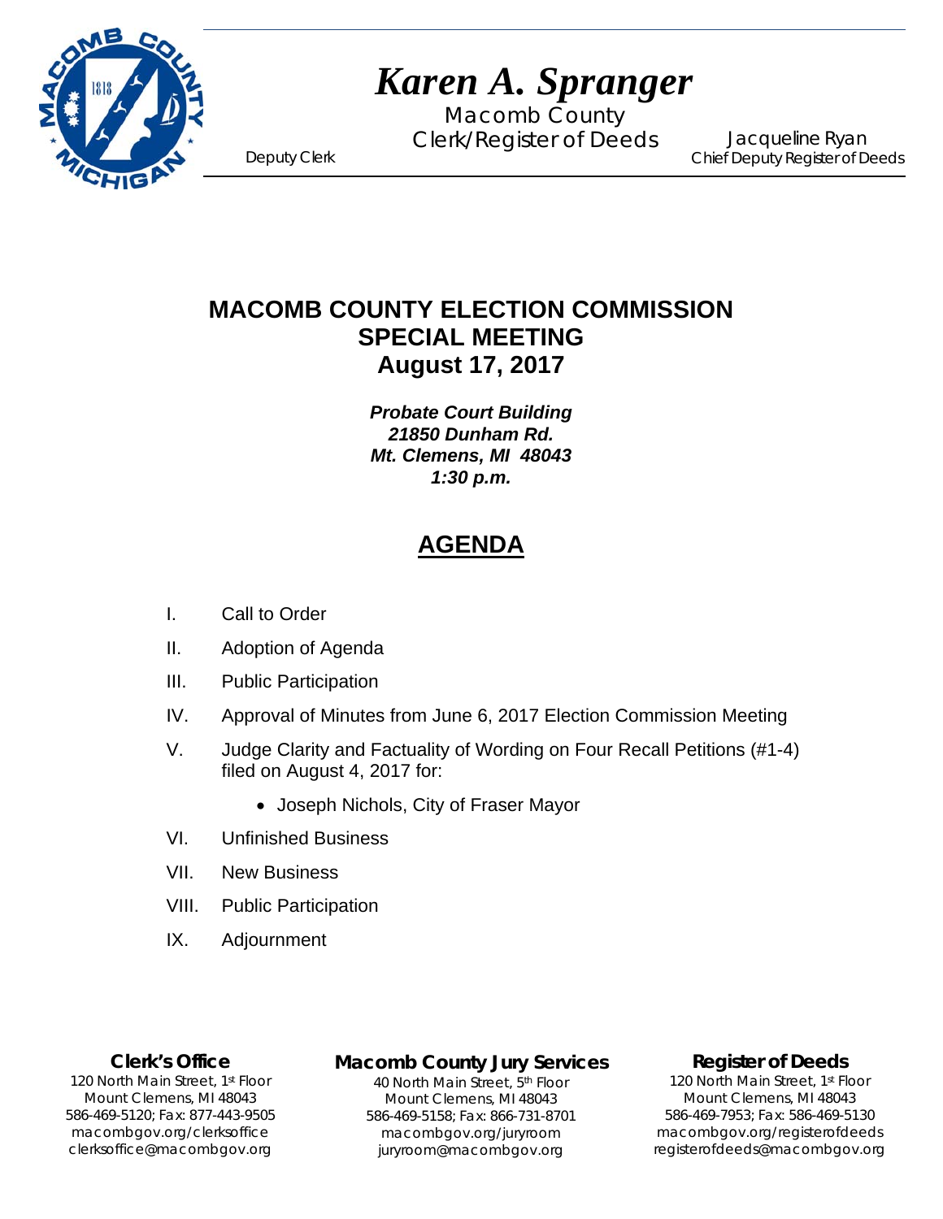# *Karen A. Spranger*

Macomb County
Clerk/Register of Deeds

Deputy Clerk

Jacqueline Ryan
Chief Deputy Register of Deeds

## MACOMB COUNTY ELECTION COMMISSION
## SPECIAL MEETING
## August 17, 2017

***Probate Court Building***
***21850 Dunham Rd.***
***Mt. Clemens, MI 48043***
***1:30 p.m.***

## AGENDA

I. Call to Order

II. Adoption of Agenda

III. Public Participation

IV. Approval of Minutes from June 6, 2017 Election Commission Meeting

V. Judge Clarity and Factuality of Wording on Four Recall Petitions (#1-4) filed on August 4, 2017 for:

- Joseph Nichols, City of Fraser Mayor

VI. Unfinished Business

VII. New Business

VIII. Public Participation

IX. Adjournment

**Clerk's Office**
120 North Main Street, 1st Floor
Mount Clemens, MI 48043
586-469-5120; Fax: 877-443-9505
macombgov.org/clerksoffice
clerksoffice@macombgov.org

**Macomb County Jury Services**
40 North Main Street, 5th Floor
Mount Clemens, MI 48043
586-469-5158; Fax: 866-731-8701
macombgov.org/juryroom
juryroom@macombgov.org

**Register of Deeds**
120 North Main Street, 1st Floor
Mount Clemens, MI 48043
586-469-7953; Fax: 586-469-5130
macombgov.org/registerofdeeds
registerofdeeds@macombgov.org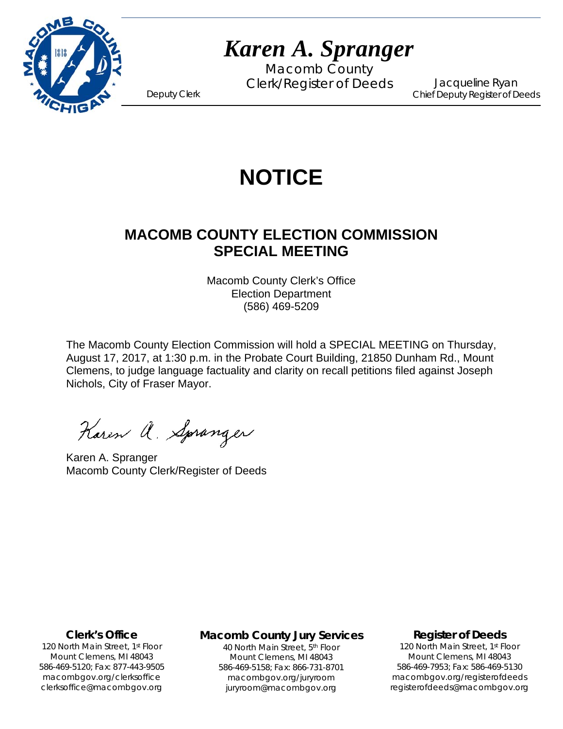# *Karen A. Spranger*

Macomb County
Clerk/Register of Deeds

Deputy Clerk

Jacqueline Ryan
Chief Deputy Register of Deeds

# NOTICE

## MACOMB COUNTY ELECTION COMMISSION SPECIAL MEETING

Macomb County Clerk's Office
Election Department
(586) 469-5209

The Macomb County Election Commission will hold a SPECIAL MEETING on Thursday, August 17, 2017, at 1:30 p.m. in the Probate Court Building, 21850 Dunham Rd., Mount Clemens, to judge language factuality and clarity on recall petitions filed against Joseph Nichols, City of Fraser Mayor.

Karen A. Spranger
Macomb County Clerk/Register of Deeds

**Clerk's Office**
120 North Main Street, 1st Floor
Mount Clemens, MI 48043
586-469-5120; Fax: 877-443-9505
macombgov.org/clerksoffice
clerksoffice@macombgov.org

**Macomb County Jury Services**
40 North Main Street, 5th Floor
Mount Clemens, MI 48043
586-469-5158; Fax: 866-731-8701
macombgov.org/juryroom
juryroom@macombgov.org

**Register of Deeds**
120 North Main Street, 1st Floor
Mount Clemens, MI 48043
586-469-7953; Fax: 586-469-5130
macombgov.org/registerofdeeds
registerofdeeds@macombgov.org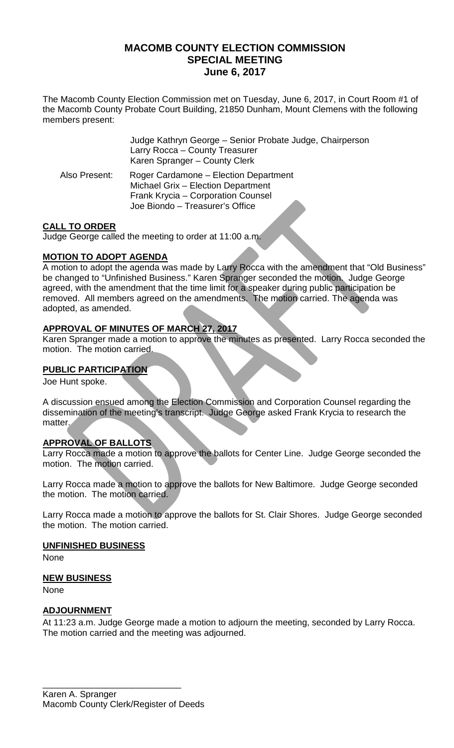# MACOMB COUNTY ELECTION COMMISSION
## SPECIAL MEETING
### June 6, 2017

The Macomb County Election Commission met on Tuesday, June 6, 2017, in Court Room #1 of the Macomb County Probate Court Building, 21850 Dunham, Mount Clemens with the following members present:

Judge Kathryn George – Senior Probate Judge, Chairperson
Larry Rocca – County Treasurer
Karen Spranger – County Clerk

Also Present:
Roger Cardamone – Election Department
Michael Grix – Election Department
Frank Krycia – Corporation Counsel
Joe Biondo – Treasurer's Office

**CALL TO ORDER**

Judge George called the meeting to order at 11:00 a.m.

**MOTION TO ADOPT AGENDA**

A motion to adopt the agenda was made by Larry Rocca with the amendment that "Old Business" be changed to "Unfinished Business." Karen Spranger seconded the motion. Judge George agreed, with the amendment that the time limit for a speaker during public participation be removed. All members agreed on the amendments. The motion carried. The agenda was adopted, as amended.

**APPROVAL OF MINUTES OF MARCH 27, 2017**

Karen Spranger made a motion to approve the minutes as presented. Larry Rocca seconded the motion. The motion carried.

**PUBLIC PARTICIPATION**

Joe Hunt spoke.

A discussion ensued among the Election Commission and Corporation Counsel regarding the dissemination of the meeting's transcript. Judge George asked Frank Krycia to research the matter.

**APPROVAL OF BALLOTS**

Larry Rocca made a motion to approve the ballots for Center Line. Judge George seconded the motion. The motion carried.

Larry Rocca made a motion to approve the ballots for New Baltimore. Judge George seconded the motion. The motion carried.

Larry Rocca made a motion to approve the ballots for St. Clair Shores. Judge George seconded the motion. The motion carried.

**UNFINISHED BUSINESS**

None

**NEW BUSINESS**

None

**ADJOURNMENT**

At 11:23 a.m. Judge George made a motion to adjourn the meeting, seconded by Larry Rocca. The motion carried and the meeting was adjourned.

\_\_\_\_\_\_\_\_\_\_\_\_\_\_\_\_\_\_\_\_\_\_\_\_\_\_\_\_\_\_
Karen A. Spranger
Macomb County Clerk/Register of Deeds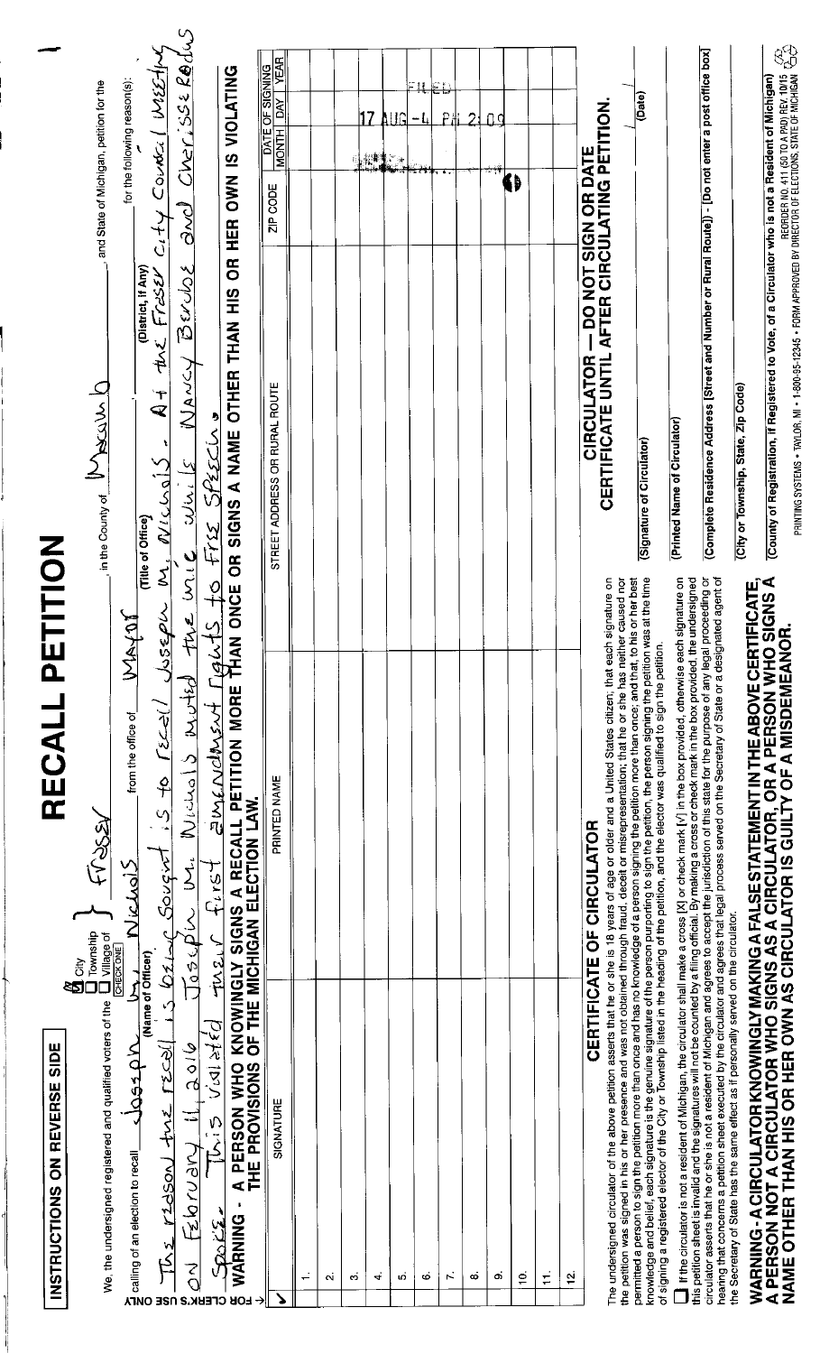INSTRUCTIONS ON REVERSE SIDE

# RECALL PETITION

We, the undersigned registered and qualified voters of the ☒ City ☐ Township ☐ Village of (CHECK ONE) Frasey in the County of Macomb and State of Michigan, petition for the calling of an election to recall Joseph M. Nichols (Name of Officer) from the office of Mayor (Title of Office) (District, if Any) for the following reason(s):

The reason the recall is being sought is to recall Joseph M. Nichols. At the Fraser City Council Meeting on February 11, 2016 Joseph M. Nichols muted the mic while Nancy Bergeron and Cherisse Redus Spoke. This violated their first amendment rights to free speech.

**WARNING - A PERSON WHO KNOWINGLY SIGNS A RECALL PETITION MORE THAN ONCE OR SIGNS A NAME OTHER THAN HIS OR HER OWN IS VIOLATING THE PROVISIONS OF THE MICHIGAN ELECTION LAW.**

FOR CLERK'S USE ONLY

| ✓ | SIGNATURE | PRINTED NAME | STREET ADDRESS OR RURAL ROUTE | ZIP CODE | DATE OF SIGNING MONTH | DAY | YEAR |
|---|---|---|---|---|---|---|---|
| | 1. | | | | | | |
| | 2. | | | | | | |
| | 3. | | | | | | |
| | 4. | | | | | | |
| | 5. | | | | | | |
| | 6. | | | | | | |
| | 7. | | | | | | |
| | 8. | | | | | | |
| | 9. | | | | | | |
| | 10. | | | | | | |
| | 11. | | | | | | |
| | 12. | | | | | | |

FILED 17 AUG -4 PM 2:09

## CERTIFICATE OF CIRCULATOR

The undersigned circulator of the above petition asserts that he or she is 18 years of age or older and a United States citizen; that each signature on the petition was signed in his or her presence and was not obtained through fraud, deceit or misrepresentation; that he or she has neither caused nor permitted a person to sign the petition more than once and has no knowledge of a person signing the petition more than once; and that, to his or her best knowledge and belief, each signature is the genuine signature of the person purporting to sign the petition, the person signing the petition was at the time of signing a registered elector of the City or Township listed in the heading of the petition, and the elector was qualified to sign the petition.

☐ If the circulator is not a resident of Michigan, the circulator shall make a cross [X] or check mark [✓] in the box provided, otherwise each signature on this petition sheet is invalid and the signatures will not be counted by a filing official. By making a cross or check mark in the box provided, the undersigned circulator asserts that he or she is not a resident of Michigan and agrees to accept the jurisdiction of this state for the purpose of any legal proceeding or hearing that concerns a petition sheet executed by the circulator and agrees that legal process served on the Secretary of State or a designated agent of the Secretary of State has the same effect as if personally served on the circulator.

**WARNING - A CIRCULATOR KNOWINGLY MAKING A FALSE STATEMENT IN THE ABOVE CERTIFICATE, A PERSON NOT A CIRCULATOR WHO SIGNS AS A CIRCULATOR, OR A PERSON WHO SIGNS A NAME OTHER THAN HIS OR HER OWN AS CIRCULATOR IS GUILTY OF A MISDEMEANOR.**

**CIRCULATOR — DO NOT SIGN OR DATE CERTIFICATE UNTIL AFTER CIRCULATING PETITION.**

(Signature of Circulator) (Date)

(Printed Name of Circulator)

(Complete Residence Address [Street and Number or Rural Route]) - [Do not enter a post office box]

(City or Township, State, Zip Code)

(County of Registration, if Registered to Vote, of a Circulator who is not a Resident of Michigan)

PRINTING SYSTEMS • TAYLOR, MI • 1-800-95-12345 • FORM APPROVED BY DIRECTOR OF ELECTIONS, STATE OF MICHIGAN REORDER NO. 411 (50 TO A PAD) REV. 10/15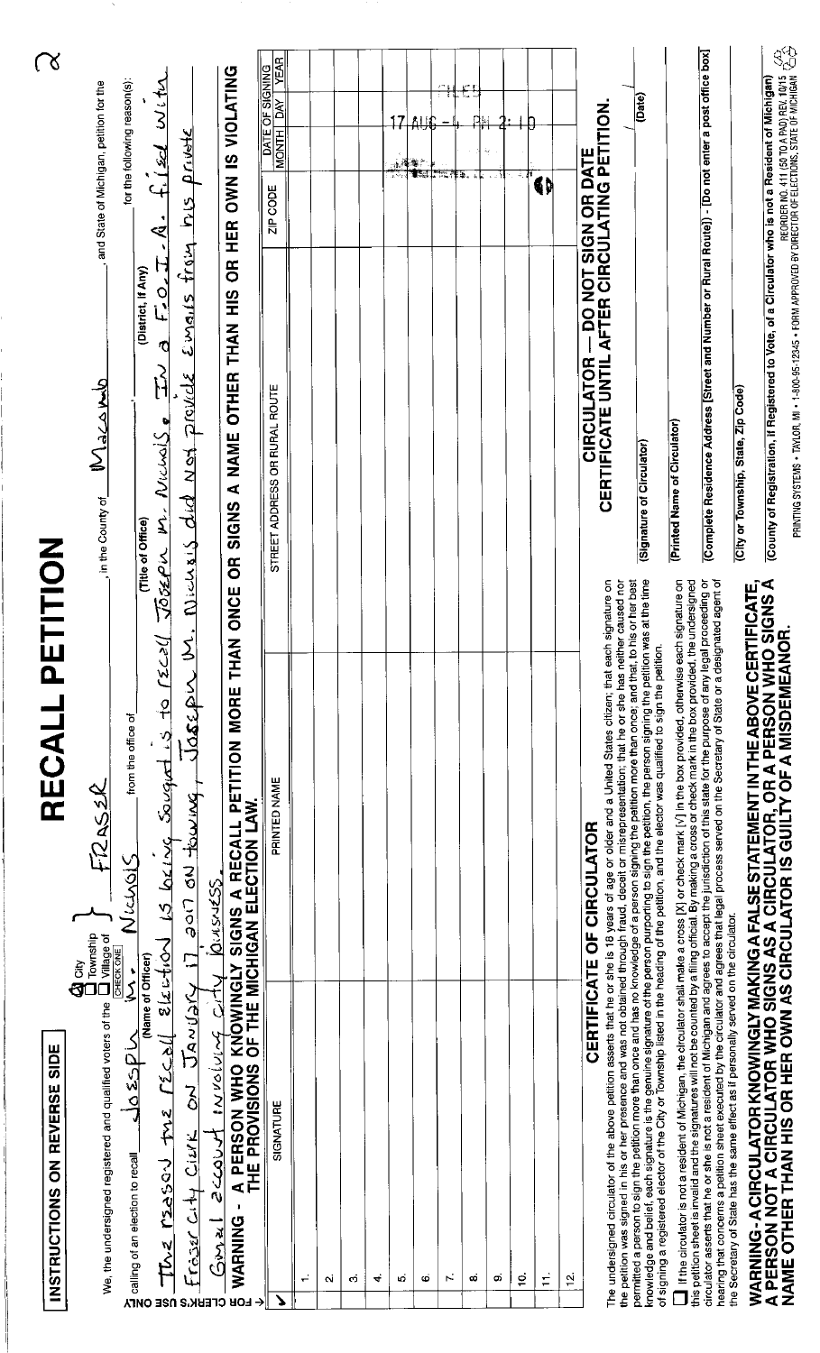INSTRUCTIONS ON REVERSE SIDE

# RECALL PETITION

We, the undersigned registered and qualified voters of the ☒ City ☐ Township ☐ Village of (CHECK ONE) FRASER, in the County of Macomb, and State of Michigan, petition for the calling of an election to recall Joseph M. Nichols (Name of Officer) from the office of (Title of Office) (District, if Any) for the following reason(s): The reason the recall election is being sought is to recall Joseph M. Nichols. In a F.O.I.A. filed with Fraser City Clerk on January 17, 2017 on towing, Joseph M. Nichols did not provide Emails from his private Gmail account involving city business.

FOR CLERK'S USE ONLY

**WARNING - A PERSON WHO KNOWINGLY SIGNS A RECALL PETITION MORE THAN ONCE OR SIGNS A NAME OTHER THAN HIS OR HER OWN IS VIOLATING THE PROVISIONS OF THE MICHIGAN ELECTION LAW.**

| ✓ | SIGNATURE | PRINTED NAME | STREET ADDRESS OR RURAL ROUTE | ZIP CODE | DATE OF SIGNING MONTH | DAY | YEAR |
|---|---|---|---|---|---|---|---|
| 1. | | | | | | | |
| 2. | | | | | | | |
| 3. | | | | | | | |
| 4. | | | | | | | |
| 5. | | | | | | | |
| 6. | | | | | | | |
| 7. | | | | | | | |
| 8. | | | | | | | |
| 9. | | | | | | | |
| 10. | | | | | | | |
| 11. | | | | | | | |
| 12. | | | | | | | |

FILED 17 AUG -4 PM 2:10

## CERTIFICATE OF CIRCULATOR

The undersigned circulator of the above petition asserts that he or she is 18 years of age or older and a United States citizen; that each signature on the petition was signed in his or her presence and was not obtained through fraud, deceit or misrepresentation; that he or she has neither caused nor permitted a person to sign the petition more than once and has no knowledge of a person signing the petition more than once; and that, to his or her best knowledge and belief, each signature is the genuine signature of the person purporting to sign the petition, the person signing the petition was at the time of signing a registered elector of the City or Township listed in the heading of the petition, and the elector was qualified to sign the petition.

☐ If the circulator is not a resident of Michigan, the circulator shall make a cross [X] or check mark [✓] in the box provided, otherwise each signature on this petition sheet is invalid and the signatures will not be counted by a filing official. By making a cross or check mark in the box provided, the undersigned circulator asserts that he or she is not a resident of Michigan and agrees to accept the jurisdiction of this state for the purpose of any legal proceeding or hearing that concerns a petition sheet executed by the circulator and agrees that legal process served on the Secretary of State or a designated agent of the Secretary of State has the same effect as if personally served on the circulator.

**WARNING - A CIRCULATOR KNOWINGLY MAKING A FALSE STATEMENT IN THE ABOVE CERTIFICATE, A PERSON NOT A CIRCULATOR WHO SIGNS AS A CIRCULATOR, OR A PERSON WHO SIGNS A NAME OTHER THAN HIS OR HER OWN AS CIRCULATOR IS GUILTY OF A MISDEMEANOR.**

**CIRCULATOR — DO NOT SIGN OR DATE CERTIFICATE UNTIL AFTER CIRCULATING PETITION.**

(Signature of Circulator) (Date)

(Printed Name of Circulator)

(Complete Residence Address [Street and Number or Rural Route]) - [Do not enter a post office box]

(City or Township, State, Zip Code)

(County of Registration, if Registered to Vote, of a Circulator who is not a Resident of Michigan)

PRINTING SYSTEMS • TAYLOR, MI • 1-800-95-12345 • FORM APPROVED BY DIRECTOR OF ELECTIONS, STATE OF MICHIGAN REORDER NO. 411 (50 TO A PAD) REV. 10/15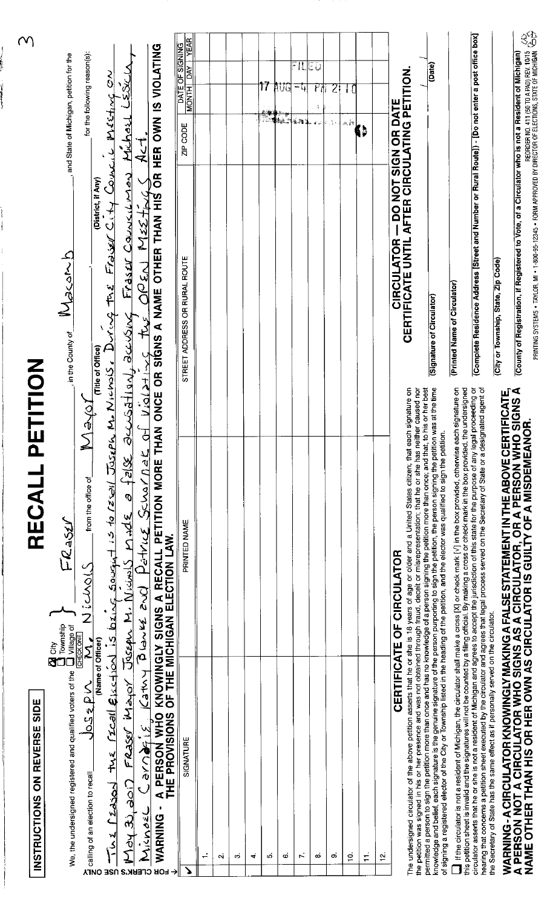INSTRUCTIONS ON REVERSE SIDE

# RECALL PETITION

We, the undersigned registered and qualified voters of the ☒ City ☐ Township ☐ Village of (CHECK ONE) Fraser, in the County of Macomb, and State of Michigan, petition for the calling of an election to recall Joseph M. Nichols (Name of Officer) from the office of Mayor (Title of Office) (District, if Any) for the following reason(s):

The reason the recall election is being sought is to recall Joseph M. Nichols. During the Fraser City Council meeting on May 3, 2017 Fraser Mayor Joseph M. Nichols made a false accusation, accusing Fraser Councilmen Michael Lesich, Michael Carnagie, Kathy Blanke and Patrice Schornack of violating the Open Meetings Act.

FOR CLERK'S USE ONLY

**WARNING - A PERSON WHO KNOWINGLY SIGNS A RECALL PETITION MORE THAN ONCE OR SIGNS A NAME OTHER THAN HIS OR HER OWN IS VIOLATING THE PROVISIONS OF THE MICHIGAN ELECTION LAW.**

| ✓ | SIGNATURE | PRINTED NAME | STREET ADDRESS OR RURAL ROUTE | ZIP CODE | DATE OF SIGNING MONTH | DAY | YEAR |
|---|---|---|---|---|---|---|---|
| | 1. | | | | | | |
| | 2. | | | | | | |
| | 3. | | | | | | |
| | 4. | | | | | | |
| | 5. | | | | | | |
| | 6. | | | | | | |
| | 7. | | | | | | |
| | 8. | | | | | | |
| | 9. | | | | | | |
| | 10. | | | | | | |
| | 11. | | | | | | |
| | 12. | | | | | | |

FILED 17 AUG -4 PM 2:10

## CERTIFICATE OF CIRCULATOR

The undersigned circulator of the above petition asserts that he or she is 18 years of age or older and a United States citizen; that each signature on the petition was signed in his or her presence and was not obtained through fraud, deceit or misrepresentation; that he or she has neither caused nor permitted a person to sign the petition more than once and has no knowledge of a person signing the petition more than once; and that, to his or her best knowledge and belief, each signature is the genuine signature of the person purporting to sign the petition, the person signing the petition was at the time of signing a registered elector of the City or Township listed in the heading of the petition, and the elector was qualified to sign the petition.

☐ If the circulator is not a resident of Michigan, the circulator shall make a cross [X] or check mark [✓] in the box provided, otherwise each signature on this petition sheet is invalid and the signatures will not be counted by a filing official. By making a cross or check mark in the box provided, the undersigned circulator asserts that he or she is not a resident of Michigan and agrees to accept the jurisdiction of this state for the purpose of any legal proceeding or hearing that concerns a petition sheet executed by the circulator and agrees that legal process served on the Secretary of State or a designated agent of the Secretary of State has the same effect as if personally served on the circulator.

**WARNING - A CIRCULATOR KNOWINGLY MAKING A FALSE STATEMENT IN THE ABOVE CERTIFICATE, A PERSON NOT A CIRCULATOR WHO SIGNS AS A CIRCULATOR, OR A PERSON WHO SIGNS A NAME OTHER THAN HIS OR HER OWN AS CIRCULATOR IS GUILTY OF A MISDEMEANOR.**

**CIRCULATOR — DO NOT SIGN OR DATE CERTIFICATE UNTIL AFTER CIRCULATING PETITION.**

(Signature of Circulator) (Date)

(Printed Name of Circulator)

(Complete Residence Address [Street and Number or Rural Route]) - [Do not enter a post office box]

(City or Township, State, Zip Code)

(County of Registration, if Registered to Vote, of a Circulator who is not a Resident of Michigan)

PRINTING SYSTEMS • TAYLOR, MI • 1-800-95-12345 • FORM APPROVED BY DIRECTOR OF ELECTIONS, STATE OF MICHIGAN REORDER NO. 411 (50 TO A PAD) REV. 10/15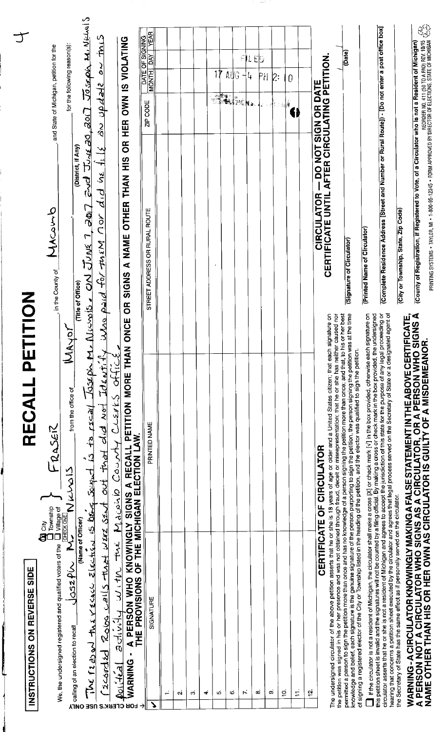# RECALL PETITION

INSTRUCTIONS ON REVERSE SIDE

We, the undersigned registered and qualified voters of the [X] City [ ] Township [ ] Village of (CHECK ONE) FRASER, in the County of Macomb, and State of Michigan, petition for the calling of an election to recall Joseph M. Nichols (Name of Officer) from the office of Mayor (Title of Office) (District, if Any) for the following reason(s):

The reason this recall election is being sought is to recall Joseph M. Nichols. On June 7, 2017 and June 20, 2017 Joseph M. Nichols recorded robo calls that were sent out that did not identify who paid for them nor did he file an update on this political activity with the Macomb County Clerks office.

FOR CLERK'S USE ONLY

**WARNING - A PERSON WHO KNOWINGLY SIGNS A RECALL PETITION MORE THAN ONCE OR SIGNS A NAME OTHER THAN HIS OR HER OWN IS VIOLATING THE PROVISIONS OF THE MICHIGAN ELECTION LAW.**

| ✓ | | SIGNATURE | PRINTED NAME | STREET ADDRESS OR RURAL ROUTE | ZIP CODE | DATE OF SIGNING MONTH | DAY | YEAR |
|---|---|---|---|---|---|---|---|---|
| | 1. | | | | | | | |
| | 2. | | | | | | | |
| | 3. | | | | | | | |
| | 4. | | | | | | | |
| | 5. | | | | | | | |
| | 6. | | | | | | | |
| | 7. | | | | | | | |
| | 8. | | | | | | | |
| | 9. | | | | | | | |
| | 10. | | | | | | | |
| | 11. | | | | | | | |
| | 12. | | | | | | | |

FILED 17 AUG -4 PM 2:10

## CERTIFICATE OF CIRCULATOR

The undersigned circulator of the above petition asserts that he or she is 18 years of age or older and a United States citizen; that each signature on the petition was signed in his or her presence and was not obtained through fraud, deceit or misrepresentation; that he or she has neither caused nor permitted a person to sign the petition more than once and has no knowledge of a person signing the petition more than once; and that, to his or her best knowledge and belief, each signature is the genuine signature of the person purporting to sign the petition, the person signing the petition was at the time of signing a registered elector of the City or Township listed in the heading of the petition, and the elector was qualified to sign the petition.

[ ] If the circulator is not a resident of Michigan, the circulator shall make a cross [X] or check mark [✓] in the box provided, otherwise each signature on this petition sheet is invalid and the signatures will not be counted by a filing official. By making a cross or check mark in the box provided, the undersigned circulator asserts that he or she is not a resident of Michigan and agrees to accept the jurisdiction of this state for the purpose of any legal proceeding or hearing that concerns a petition sheet executed by the circulator and agrees that legal process served on the Secretary of State or a designated agent of the Secretary of State has the same effect as if personally served on the circulator.

**WARNING - A CIRCULATOR KNOWINGLY MAKING A FALSE STATEMENT IN THE ABOVE CERTIFICATE, A PERSON NOT A CIRCULATOR WHO SIGNS AS A CIRCULATOR, OR A PERSON WHO SIGNS A NAME OTHER THAN HIS OR HER OWN AS CIRCULATOR IS GUILTY OF A MISDEMEANOR.**

**CIRCULATOR — DO NOT SIGN OR DATE CERTIFICATE UNTIL AFTER CIRCULATING PETITION.**

(Signature of Circulator) (Date)

(Printed Name of Circulator)

(Complete Residence Address [Street and Number or Rural Route]) - [Do not enter a post office box]

(City or Township, State, Zip Code)

(County of Registration, if Registered to Vote, of a Circulator who is not a Resident of Michigan)

PRINTING SYSTEMS • TAYLOR, MI • 1-800-95-12345 • FORM APPROVED BY DIRECTOR OF ELECTIONS, STATE OF MICHIGAN REORDER NO. 411 (50 TO A PAD) REV. 10/15